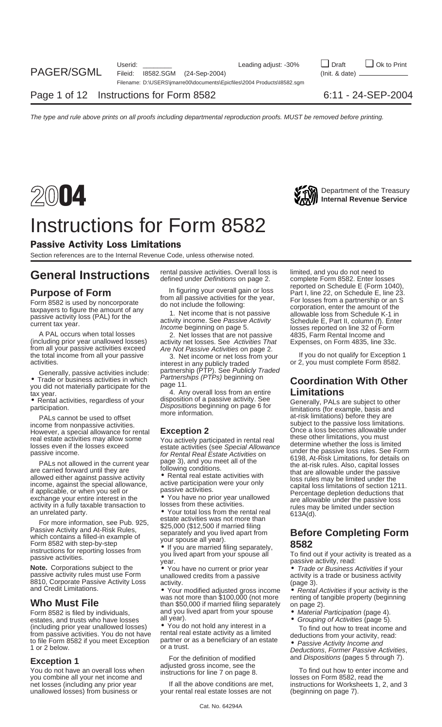# 2004 Instructions for Form 8582

Department of the Treasury
Internal Revenue Service

## Passive Activity Loss Limitations

Section references are to the Internal Revenue Code, unless otherwise noted.

# General Instructions

## Purpose of Form

Form 8582 is used by noncorporate taxpayers to figure the amount of any passive activity loss (PAL) for the current tax year.

A PAL occurs when total losses (including prior year unallowed losses) from all your passive activities exceed the total income from all your passive activities.

Generally, passive activities include:

- Trade or business activities in which you did not materially participate for the tax year.
- Rental activities, regardless of your participation.

PALs cannot be used to offset income from nonpassive activities. However, a special allowance for rental real estate activities may allow some losses even if the losses exceed passive income.

PALs not allowed in the current year are carried forward until they are allowed either against passive activity income, against the special allowance, if applicable, or when you sell or exchange your entire interest in the activity in a fully taxable transaction to an unrelated party.

For more information, see Pub. 925, Passive Activity and At-Risk Rules, which contains a filled-in example of Form 8582 with step-by-step instructions for reporting losses from passive activities.

**Note.** Corporations subject to the passive activity rules must use Form 8810, Corporate Passive Activity Loss and Credit Limitations.

## Who Must File

Form 8582 is filed by individuals, estates, and trusts who have losses (including prior year unallowed losses) from passive activities. You do not have to file Form 8582 if you meet Exception 1 or 2 below.

### Exception 1

You do not have an overall loss when you combine all your net income and net losses (including any prior year unallowed losses) from business or rental passive activities. Overall loss is defined under *Definitions* on page 2.

In figuring your overall gain or loss from all passive activities for the year, do not include the following:

1. Net income that is not passive activity income. See *Passive Activity Income* beginning on page 5.

2. Net losses that are not passive activity net losses. See *Activities That Are Not Passive Activities* on page 2.

3. Net income or net loss from your interest in any publicly traded partnership (PTP). See *Publicly Traded Partnerships (PTPs)* beginning on page 11.

4. Any overall loss from an entire disposition of a passive activity. See *Dispositions* beginning on page 6 for more information.

### Exception 2

You actively participated in rental real estate activities (see *Special Allowance for Rental Real Estate Activities* on page 3), and you meet all of the following conditions.

- Rental real estate activities with active participation were your only passive activities.
- You have no prior year unallowed losses from these activities.
- Your total loss from the rental real estate activities was not more than $25,000 ($12,500 if married filing separately and you lived apart from your spouse all year).
- If you are married filing separately, you lived apart from your spouse all year.
- You have no current or prior year unallowed credits from a passive activity.
- Your modified adjusted gross income was not more than $100,000 (not more than $50,000 if married filing separately and you lived apart from your spouse all year).
- You do not hold any interest in a rental real estate activity as a limited partner or as a beneficiary of an estate or a trust.

For the definition of modified adjusted gross income, see the instructions for line 7 on page 8.

If all the above conditions are met, your rental real estate losses are not limited, and you do not need to complete Form 8582. Enter losses reported on Schedule E (Form 1040), Part I, line 22, on Schedule E, line 23. For losses from a partnership or an S corporation, enter the amount of the allowable loss from Schedule K-1 in Schedule E, Part II, column (f). Enter losses reported on line 32 of Form 4835, Farm Rental Income and Expenses, on Form 4835, line 33c.

If you do not qualify for Exception 1 or 2, you must complete Form 8582.

## Coordination With Other Limitations

Generally, PALs are subject to other limitations (for example, basis and at-risk limitations) before they are subject to the passive loss limitations. Once a loss becomes allowable under these other limitations, you must determine whether the loss is limited under the passive loss rules. See Form 6198, At-Risk Limitations, for details on the at-risk rules. Also, capital losses that are allowable under the passive loss rules may be limited under the capital loss limitations of section 1211. Percentage depletion deductions that are allowable under the passive loss rules may be limited under section 613A(d).

## Before Completing Form 8582

To find out if your activity is treated as a passive activity, read:

- *Trade or Business Activities* if your activity is a trade or business activity (page 3).
- *Rental Activities* if your activity is the renting of tangible property (beginning on page 2).
- *Material Participation* (page 4).
- *Grouping of Activities* (page 5).

To find out how to treat income and deductions from your activity, read:

- *Passive Activity Income and Deductions*, *Former Passive Activities*, and *Dispositions* (pages 5 through 7).

To find out how to enter income and losses on Form 8582, read the instructions for Worksheets 1, 2, and 3 (beginning on page 7).

Cat. No. 64294A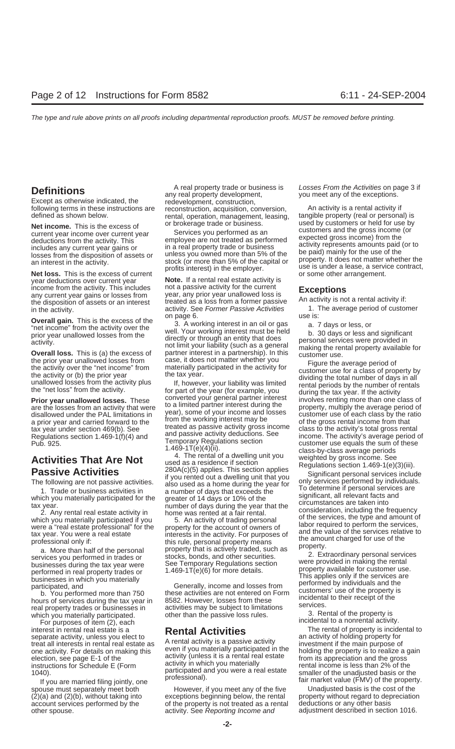## Definitions

Except as otherwise indicated, the following terms in these instructions are defined as shown below.

**Net income.** This is the excess of current year income over current year deductions from the activity. This includes any current year gains or losses from the disposition of assets or an interest in the activity.

**Net loss.** This is the excess of current year deductions over current year income from the activity. This includes any current year gains or losses from the disposition of assets or an interest in the activity.

**Overall gain.** This is the excess of the "net income" from the activity over the prior year unallowed losses from the activity.

**Overall loss.** This is (a) the excess of the prior year unallowed losses from the activity over the "net income" from the activity or (b) the prior year unallowed losses from the activity plus the "net loss" from the activity.

**Prior year unallowed losses.** These are the losses from an activity that were disallowed under the PAL limitations in a prior year and carried forward to the tax year under section 469(b). See Regulations section 1.469-1(f)(4) and Pub. 925.

## Activities That Are Not Passive Activities

The following are not passive activities.

1. Trade or business activities in which you materially participated for the tax year.

2. Any rental real estate activity in which you materially participated if you were a "real estate professional" for the tax year. You were a real estate professional only if:

a. More than half of the personal services you performed in trades or businesses during the tax year were performed in real property trades or businesses in which you materially participated, and

b. You performed more than 750 hours of services during the tax year in real property trades or businesses in which you materially participated.

For purposes of item (2), each interest in rental real estate is a separate activity, unless you elect to treat all interests in rental real estate as one activity. For details on making this election, see page E-1 of the instructions for Schedule E (Form 1040).

If you are married filing jointly, one spouse must separately meet both (2)(a) and (2)(b), without taking into account services performed by the other spouse.

A real property trade or business is any real property development, redevelopment, construction, reconstruction, acquisition, conversion, rental, operation, management, leasing, or brokerage trade or business.

Services you performed as an employee are not treated as performed in a real property trade or business unless you owned more than 5% of the stock (or more than 5% of the capital or profits interest) in the employer.

**Note.** If a rental real estate activity is not a passive activity for the current year, any prior year unallowed loss is treated as a loss from a former passive activity. See *Former Passive Activities* on page 6.

3. A working interest in an oil or gas well. Your working interest must be held directly or through an entity that does not limit your liability (such as a general partner interest in a partnership). In this case, it does not matter whether you materially participated in the activity for the tax year.

If, however, your liability was limited for part of the year (for example, you converted your general partner interest to a limited partner interest during the year), some of your income and losses from the working interest may be treated as passive activity gross income and passive activity deductions. See Temporary Regulations section 1.469-1T(e)(4)(ii).

4. The rental of a dwelling unit you used as a residence if section 280A(c)(5) applies. This section applies if you rented out a dwelling unit that you also used as a home during the year for a number of days that exceeds the greater of 14 days or 10% of the number of days during the year that the home was rented at a fair rental.

5. An activity of trading personal property for the account of owners of interests in the activity. For purposes of this rule, personal property means property that is actively traded, such as stocks, bonds, and other securities. See Temporary Regulations section 1.469-1T(e)(6) for more details.

Generally, income and losses from these activities are not entered on Form 8582. However, losses from these activities may be subject to limitations other than the passive loss rules.

## Rental Activities

A rental activity is a passive activity even if you materially participated in the activity (unless it is a rental real estate activity in which you materially participated and you were a real estate professional).

However, if you meet any of the five exceptions beginning below, the rental of the property is not treated as a rental activity. See *Reporting Income and Losses From the Activities* on page 3 if you meet any of the exceptions.

An activity is a rental activity if tangible property (real or personal) is used by customers or held for use by customers and the gross income (or expected gross income) from the activity represents amounts paid (or to be paid) mainly for the use of the property. It does not matter whether the use is under a lease, a service contract, or some other arrangement.

### Exceptions

An activity is not a rental activity if:

1. The average period of customer use is:

a. 7 days or less, or

b. 30 days or less and significant personal services were provided in making the rental property available for customer use.

Figure the average period of customer use for a class of property by dividing the total number of days in all rental periods by the number of rentals during the tax year. If the activity involves renting more than one class of property, multiply the average period of customer use of each class by the ratio of the gross rental income from that class to the activity's total gross rental income. The activity's average period of customer use equals the sum of these class-by-class average periods weighted by gross income. See Regulations section 1.469-1(e)(3)(iii).

Significant personal services include only services performed by individuals. To determine if personal services are significant, all relevant facts and circumstances are taken into consideration, including the frequency of the services, the type and amount of labor required to perform the services, and the value of the services relative to the amount charged for use of the property.

2. Extraordinary personal services were provided in making the rental property available for customer use. This applies only if the services are performed by individuals and the customers' use of the property is incidental to their receipt of the services.

3. Rental of the property is incidental to a nonrental activity.

The rental of property is incidental to an activity of holding property for investment if the main purpose of holding the property is to realize a gain from its appreciation and the gross rental income is less than 2% of the smaller of the unadjusted basis or the fair market value (FMV) of the property.

Unadjusted basis is the cost of the property without regard to depreciation deductions or any other basis adjustment described in section 1016.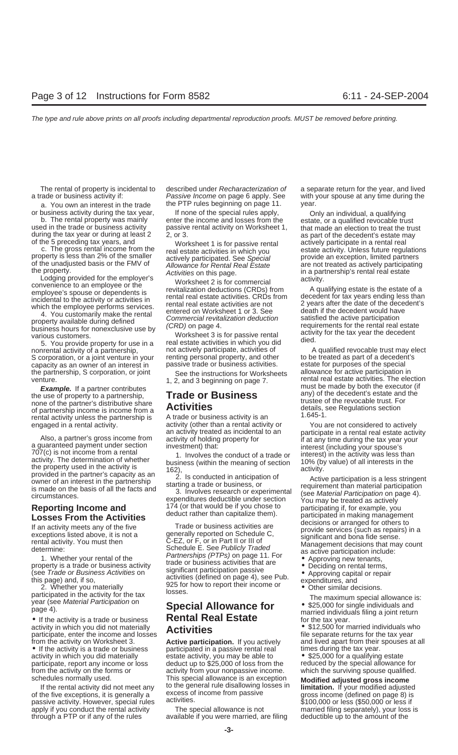The rental of property is incidental to a trade or business activity if:

a. You own an interest in the trade or business activity during the tax year,

b. The rental property was mainly used in the trade or business activity during the tax year or during at least 2 of the 5 preceding tax years, and

c. The gross rental income from the property is less than 2% of the smaller of the unadjusted basis or the FMV of the property.

Lodging provided for the employer's convenience to an employee or the employee's spouse or dependents is incidental to the activity or activities in which the employee performs services.

4. You customarily make the rental property available during defined business hours for nonexclusive use by various customers.

5. You provide property for use in a nonrental activity of a partnership, S corporation, or a joint venture in your capacity as an owner of an interest in the partnership, S corporation, or joint venture.

**Example.** If a partner contributes the use of property to a partnership, none of the partner's distributive share of partnership income is income from a rental activity unless the partnership is engaged in a rental activity.

Also, a partner's gross income from a guaranteed payment under section 707(c) is not income from a rental activity. The determination of whether the property used in the activity is provided in the partner's capacity as an owner of an interest in the partnership is made on the basis of all the facts and circumstances.

## Reporting Income and Losses From the Activities

If an activity meets any of the five exceptions listed above, it is not a rental activity. You must then determine:

1. Whether your rental of the property is a trade or business activity (see *Trade or Business Activities* on this page) and, if so,

2. Whether you materially participated in the activity for the tax year (see *Material Participation* on page 4).

- If the activity is a trade or business activity in which you did not materially participate, enter the income and losses from the activity on Worksheet 3.
- If the activity is a trade or business activity in which you did materially participate, report any income or loss from the activity on the forms or schedules normally used.

If the rental activity did not meet any of the five exceptions, it is generally a passive activity. However, special rules apply if you conduct the rental activity through a PTP or if any of the rules described under *Recharacterization of Passive Income* on page 6 apply. See the PTP rules beginning on page 11.

If none of the special rules apply, enter the income and losses from the passive rental activity on Worksheet 1, 2, or 3.

Worksheet 1 is for passive rental real estate activities in which you actively participated. See *Special Allowance for Rental Real Estate Activities* on this page.

Worksheet 2 is for commercial revitalization deductions (CRDs) from rental real estate activities. CRDs from rental real estate activities are not entered on Worksheet 1 or 3. See *Commercial revitalization deduction (CRD)* on page 4.

Worksheet 3 is for passive rental real estate activities in which you did not actively participate, activities of renting personal property, and other passive trade or business activities.

See the instructions for Worksheets 1, 2, and 3 beginning on page 7.

## Trade or Business Activities

A trade or business activity is an activity (other than a rental activity or an activity treated as incidental to an activity of holding property for investment) that:

1. Involves the conduct of a trade or business (within the meaning of section 162),

2. Is conducted in anticipation of starting a trade or business, or

3. Involves research or experimental expenditures deductible under section 174 (or that would be if you chose to deduct rather than capitalize them).

Trade or business activities are generally reported on Schedule C, C-EZ, or F, or in Part II or III of Schedule E. See *Publicly Traded Partnerships (PTPs)* on page 11. For trade or business activities that are significant participation passive activities (defined on page 4), see Pub. 925 for how to report their income or losses.

## Special Allowance for Rental Real Estate Activities

**Active participation.** If you actively participated in a passive rental real estate activity, you may be able to deduct up to $25,000 of loss from the activity from your nonpassive income. This special allowance is an exception to the general rule disallowing losses in excess of income from passive activities.

The special allowance is not available if you were married, are filing a separate return for the year, and lived with your spouse at any time during the year.

Only an individual, a qualifying estate, or a qualified revocable trust that made an election to treat the trust as part of the decedent's estate may actively participate in a rental real estate activity. Unless future regulations provide an exception, limited partners are not treated as actively participating in a partnership's rental real estate activity.

A qualifying estate is the estate of a decedent for tax years ending less than 2 years after the date of the decedent's death if the decedent would have satisfied the active participation requirements for the rental real estate activity for the tax year the decedent died.

A qualified revocable trust may elect to be treated as part of a decedent's estate for purposes of the special allowance for active participation in rental real estate activities. The election must be made by both the executor (if any) of the decedent's estate and the trustee of the revocable trust. For details, see Regulations section 1.645-1.

You are not considered to actively participate in a rental real estate activity if at any time during the tax year your interest (including your spouse's interest) in the activity was less than 10% (by value) of all interests in the activity.

Active participation is a less stringent requirement than material participation (see *Material Participation* on page 4). You may be treated as actively participating if, for example, you participated in making management decisions or arranged for others to provide services (such as repairs) in a significant and bona fide sense. Management decisions that may count as active participation include:

- Approving new tenants,
- Deciding on rental terms,
- Approving capital or repair expenditures, and
- Other similar decisions.

The maximum special allowance is:

- $25,000 for single individuals and married individuals filing a joint return for the tax year.
- $12,500 for married individuals who file separate returns for the tax year and lived apart from their spouses at all times during the tax year.
- $25,000 for a qualifying estate reduced by the special allowance for which the surviving spouse qualified.

**Modified adjusted gross income limitation.** If your modified adjusted gross income (defined on page 8) is $100,000 or less ($50,000 or less if married filing separately), your loss is deductible up to the amount of the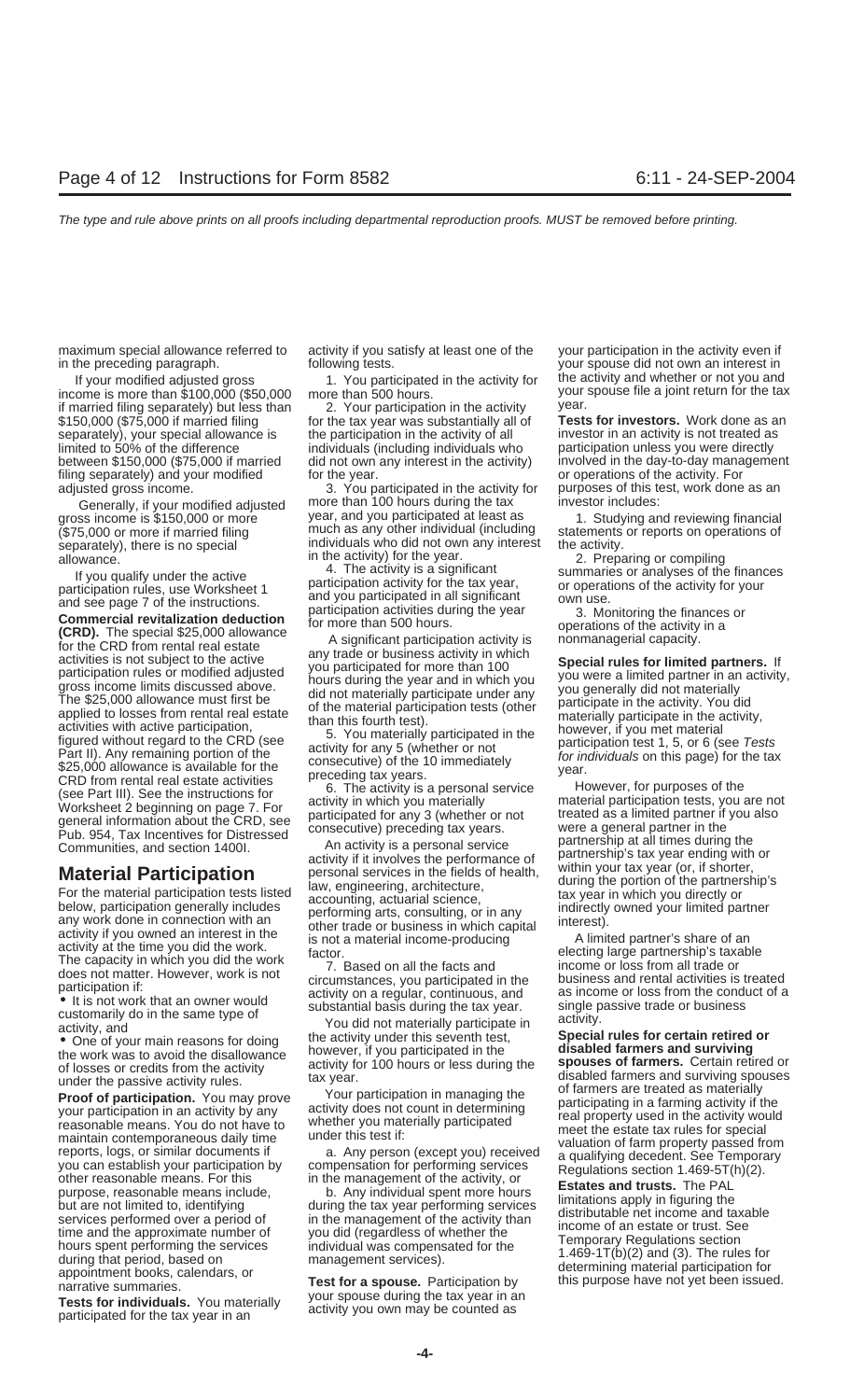maximum special allowance referred to in the preceding paragraph.

If your modified adjusted gross income is more than $100,000 ($50,000 if married filing separately) but less than $150,000 ($75,000 if married filing separately), your special allowance is limited to 50% of the difference between $150,000 ($75,000 if married filing separately) and your modified adjusted gross income.

Generally, if your modified adjusted gross income is $150,000 or more ($75,000 or more if married filing separately), there is no special allowance.

If you qualify under the active participation rules, use Worksheet 1 and see page 7 of the instructions.

**Commercial revitalization deduction (CRD).** The special $25,000 allowance for the CRD from rental real estate activities is not subject to the active participation rules or modified adjusted gross income limits discussed above. The $25,000 allowance must first be applied to losses from rental real estate activities with active participation, figured without regard to the CRD (see Part II). Any remaining portion of the $25,000 allowance is available for the CRD from rental real estate activities (see Part III). See the instructions for Worksheet 2 beginning on page 7. For general information about the CRD, see Pub. 954, Tax Incentives for Distressed Communities, and section 1400I.

## Material Participation

For the material participation tests listed below, participation generally includes any work done in connection with an activity if you owned an interest in the activity at the time you did the work. The capacity in which you did the work does not matter. However, work is not participation if:

- It is not work that an owner would customarily do in the same type of activity, and
- One of your main reasons for doing the work was to avoid the disallowance of losses or credits from the activity under the passive activity rules.

**Proof of participation.** You may prove your participation in an activity by any reasonable means. You do not have to maintain contemporaneous daily time reports, logs, or similar documents if you can establish your participation by other reasonable means. For this purpose, reasonable means include, but are not limited to, identifying services performed over a period of time and the approximate number of hours spent performing the services during that period, based on appointment books, calendars, or narrative summaries.

**Tests for individuals.** You materially participated for the tax year in an activity if you satisfy at least one of the following tests.

1. You participated in the activity for more than 500 hours.

2. Your participation in the activity for the tax year was substantially all of the participation in the activity of all individuals (including individuals who did not own any interest in the activity) for the year.

3. You participated in the activity for more than 100 hours during the tax year, and you participated at least as much as any other individual (including individuals who did not own any interest in the activity) for the year.

4. The activity is a significant participation activity for the tax year, and you participated in all significant participation activities during the year for more than 500 hours.

A significant participation activity is any trade or business activity in which you participated for more than 100 hours during the year and in which you did not materially participate under any of the material participation tests (other than this fourth test).

5. You materially participated in the activity for any 5 (whether or not consecutive) of the 10 immediately preceding tax years.

6. The activity is a personal service activity in which you materially participated for any 3 (whether or not consecutive) preceding tax years.

An activity is a personal service activity if it involves the performance of personal services in the fields of health, law, engineering, architecture, accounting, actuarial science, performing arts, consulting, or in any other trade or business in which capital is not a material income-producing factor.

7. Based on all the facts and circumstances, you participated in the activity on a regular, continuous, and substantial basis during the tax year.

You did not materially participate in the activity under this seventh test, however, if you participated in the activity for 100 hours or less during the tax year.

Your participation in managing the activity does not count in determining whether you materially participated under this test if:

a. Any person (except you) received compensation for performing services in the management of the activity, or

b. Any individual spent more hours during the tax year performing services in the management of the activity than you did (regardless of whether the individual was compensated for the management services).

**Test for a spouse.** Participation by your spouse during the tax year in an activity you own may be counted as your participation in the activity even if your spouse did not own an interest in the activity and whether or not you and your spouse file a joint return for the tax year.

**Tests for investors.** Work done as an investor in an activity is not treated as participation unless you were directly involved in the day-to-day management or operations of the activity. For purposes of this test, work done as an investor includes:

1. Studying and reviewing financial statements or reports on operations of the activity.

2. Preparing or compiling summaries or analyses of the finances or operations of the activity for your own use.

3. Monitoring the finances or operations of the activity in a nonmanagerial capacity.

**Special rules for limited partners.** If you were a limited partner in an activity, you generally did not materially participate in the activity. You did materially participate in the activity, however, if you met material participation test 1, 5, or 6 (see *Tests for individuals* on this page) for the tax year.

However, for purposes of the material participation tests, you are not treated as a limited partner if you also were a general partner in the partnership at all times during the partnership's tax year ending with or within your tax year (or, if shorter, during the portion of the partnership's tax year in which you directly or indirectly owned your limited partner interest).

A limited partner's share of an electing large partnership's taxable income or loss from all trade or business and rental activities is treated as income or loss from the conduct of a single passive trade or business activity.

**Special rules for certain retired or disabled farmers and surviving spouses of farmers.** Certain retired or disabled farmers and surviving spouses of farmers are treated as materially participating in a farming activity if the real property used in the activity would meet the estate tax rules for special valuation of farm property passed from a qualifying decedent. See Temporary Regulations section 1.469-5T(h)(2).

**Estates and trusts.** The PAL limitations apply in figuring the distributable net income and taxable income of an estate or trust. See Temporary Regulations section 1.469-1T(b)(2) and (3). The rules for determining material participation for this purpose have not yet been issued.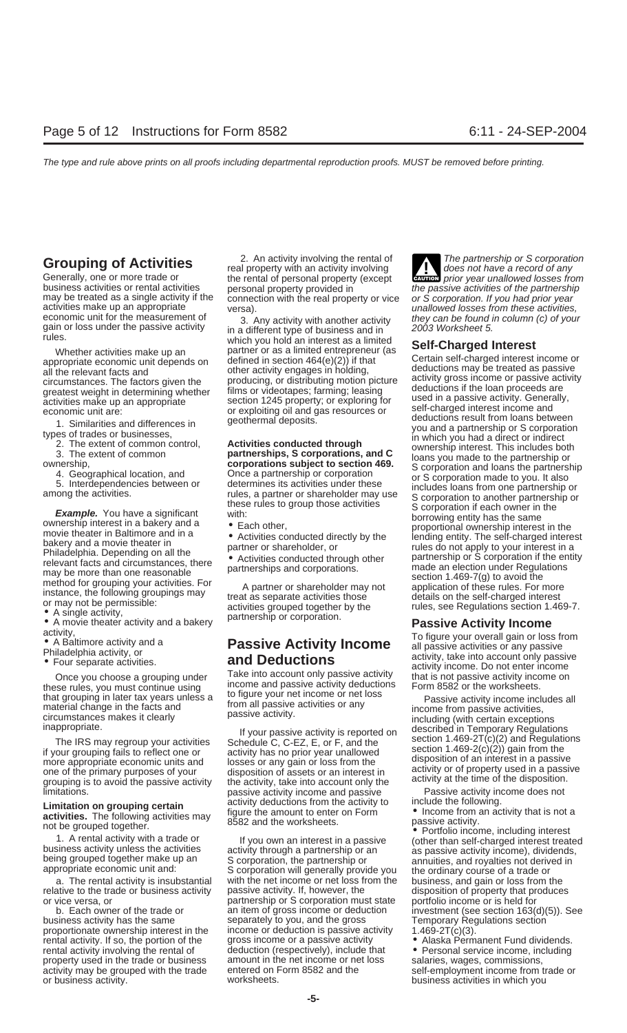## Grouping of Activities

Generally, one or more trade or business activities or rental activities may be treated as a single activity if the activities make up an appropriate economic unit for the measurement of gain or loss under the passive activity rules.

Whether activities make up an appropriate economic unit depends on all the relevant facts and circumstances. The factors given the greatest weight in determining whether activities make up an appropriate economic unit are:

1. Similarities and differences in types of trades or businesses,
2. The extent of common control,
3. The extent of common ownership,
4. Geographical location, and
5. Interdependencies between or among the activities.

***Example.*** You have a significant ownership interest in a bakery and a movie theater in Baltimore and in a bakery and a movie theater in Philadelphia. Depending on all the relevant facts and circumstances, there may be more than one reasonable method for grouping your activities. For instance, the following groupings may or may not be permissible:

- A single activity,
- A movie theater activity and a bakery activity,
- A Baltimore activity and a Philadelphia activity, or
- Four separate activities.

Once you choose a grouping under these rules, you must continue using that grouping in later tax years unless a material change in the facts and circumstances makes it clearly inappropriate.

The IRS may regroup your activities if your grouping fails to reflect one or more appropriate economic units and one of the primary purposes of your grouping is to avoid the passive activity limitations.

**Limitation on grouping certain activities.** The following activities may not be grouped together.

1. A rental activity with a trade or business activity unless the activities being grouped together make up an appropriate economic unit and:

   a. The rental activity is insubstantial relative to the trade or business activity or vice versa, or

   b. Each owner of the trade or business activity has the same proportionate ownership interest in the rental activity. If so, the portion of the rental activity involving the rental of property used in the trade or business activity may be grouped with the trade or business activity.

2. An activity involving the rental of real property with an activity involving the rental of personal property (except personal property provided in connection with the real property or vice versa).

3. Any activity with another activity in a different type of business and in which you hold an interest as a limited partner or as a limited entrepreneur (as defined in section 464(e)(2)) if that other activity engages in holding, producing, or distributing motion picture films or videotapes; farming; leasing section 1245 property; or exploring for or exploiting oil and gas resources or geothermal deposits.

**Activities conducted through partnerships, S corporations, and C corporations subject to section 469.** Once a partnership or corporation determines its activities under these rules, a partner or shareholder may use these rules to group those activities with:

- Each other,
- Activities conducted directly by the partner or shareholder, or
- Activities conducted through other partnerships and corporations.

A partner or shareholder may not treat as separate activities those activities grouped together by the partnership or corporation.

## Passive Activity Income and Deductions

Take into account only passive activity income and passive activity deductions to figure your net income or net loss from all passive activities or any passive activity.

If your passive activity is reported on Schedule C, C-EZ, E, or F, and the activity has no prior year unallowed losses or any gain or loss from the disposition of assets or an interest in the activity, take into account only the passive activity income and passive activity deductions from the activity to figure the amount to enter on Form 8582 and the worksheets.

If you own an interest in a passive activity through a partnership or an S corporation, the partnership or S corporation will generally provide you with the net income or net loss from the passive activity. If, however, the partnership or S corporation must state an item of gross income or deduction separately to you, and the gross income or deduction is passive activity gross income or a passive activity deduction (respectively), include that amount in the net income or net loss entered on Form 8582 and the worksheets.

**CAUTION** *The partnership or S corporation does not have a record of any prior year unallowed losses from the passive activities of the partnership or S corporation. If you had prior year unallowed losses from these activities, they can be found in column (c) of your 2003 Worksheet 5.*

### Self-Charged Interest

Certain self-charged interest income or deductions may be treated as passive activity gross income or passive activity deductions if the loan proceeds are used in a passive activity. Generally, self-charged interest income and deductions result from loans between you and a partnership or S corporation in which you had a direct or indirect ownership interest. This includes both loans you made to the partnership or S corporation and loans the partnership or S corporation made to you. It also includes loans from one partnership or S corporation to another partnership or S corporation if each owner in the borrowing entity has the same proportional ownership interest in the lending entity. The self-charged interest rules do not apply to your interest in a partnership or S corporation if the entity made an election under Regulations section 1.469-7(g) to avoid the application of these rules. For more details on the self-charged interest rules, see Regulations section 1.469-7.

## Passive Activity Income

To figure your overall gain or loss from all passive activities or any passive activity, take into account only passive activity income. Do not enter income that is not passive activity income on Form 8582 or the worksheets.

Passive activity income includes all income from passive activities, including (with certain exceptions described in Temporary Regulations section 1.469-2T(c)(2) and Regulations section 1.469-2(c)(2)) gain from the disposition of an interest in a passive activity or of property used in a passive activity at the time of the disposition.

Passive activity income does not include the following.

- Income from an activity that is not a passive activity.
- Portfolio income, including interest (other than self-charged interest treated as passive activity income), dividends, annuities, and royalties not derived in the ordinary course of a trade or business, and gain or loss from the disposition of property that produces portfolio income or is held for investment (see section 163(d)(5)). See Temporary Regulations section 1.469-2T(c)(3).
- Alaska Permanent Fund dividends.
- Personal service income, including salaries, wages, commissions, self-employment income from trade or business activities in which you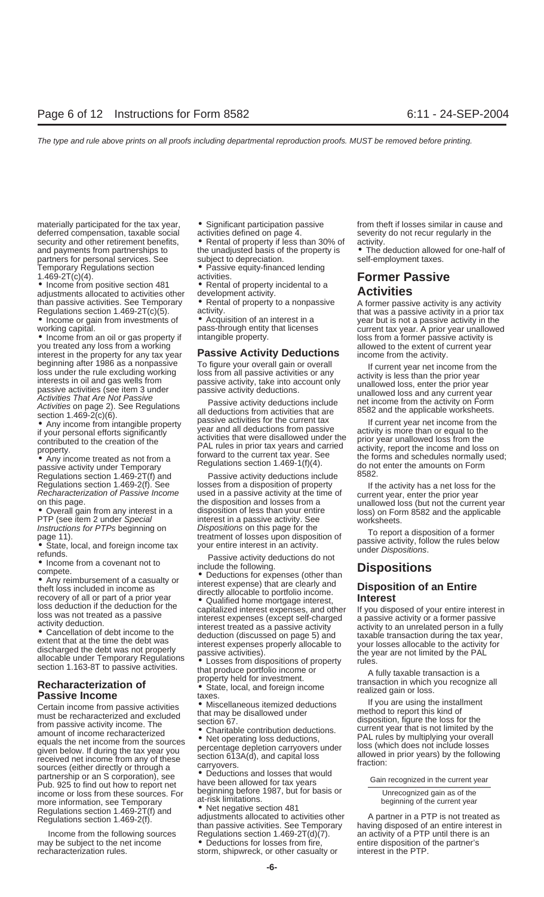materially participated for the tax year, deferred compensation, taxable social security and other retirement benefits, and payments from partnerships to partners for personal services. See Temporary Regulations section 1.469-2T(c)(4).

- Income from positive section 481 adjustments allocated to activities other than passive activities. See Temporary Regulations section 1.469-2T(c)(5).
- Income or gain from investments of working capital.
- Income from an oil or gas property if you treated any loss from a working interest in the property for any tax year beginning after 1986 as a nonpassive loss under the rule excluding working interests in oil and gas wells from passive activities (see item 3 under *Activities That Are Not Passive Activities* on page 2). See Regulations section 1.469-2(c)(6).
- Any income from intangible property if your personal efforts significantly contributed to the creation of the property.
- Any income treated as not from a passive activity under Temporary Regulations section 1.469-2T(f) and Regulations section 1.469-2(f). See *Recharacterization of Passive Income* on this page.
- Overall gain from any interest in a PTP (see item 2 under *Special Instructions for PTPs* beginning on page 11).
- State, local, and foreign income tax refunds.
- Income from a covenant not to compete.
- Any reimbursement of a casualty or theft loss included in income as recovery of all or part of a prior year loss deduction if the deduction for the loss was not treated as a passive activity deduction.
- Cancellation of debt income to the extent that at the time the debt was discharged the debt was not properly allocable under Temporary Regulations section 1.163-8T to passive activities.

## Recharacterization of Passive Income

Certain income from passive activities must be recharacterized and excluded from passive activity income. The amount of income recharacterized equals the net income from the sources given below. If during the tax year you received net income from any of these sources (either directly or through a partnership or an S corporation), see Pub. 925 to find out how to report net income or loss from these sources. For more information, see Temporary Regulations section 1.469-2T(f) and Regulations section 1.469-2(f).

Income from the following sources may be subject to the net income recharacterization rules.

- Significant participation passive activities defined on page 4.
- Rental of property if less than 30% of the unadjusted basis of the property is subject to depreciation.
- Passive equity-financed lending activities.
- Rental of property incidental to a development activity.
- Rental of property to a nonpassive activity.
- Acquisition of an interest in a pass-through entity that licenses intangible property.

## Passive Activity Deductions

To figure your overall gain or overall loss from all passive activities or any passive activity, take into account only passive activity deductions.

Passive activity deductions include all deductions from activities that are passive activities for the current tax year and all deductions from passive activities that were disallowed under the PAL rules in prior tax years and carried forward to the current tax year. See Regulations section 1.469-1(f)(4).

Passive activity deductions include losses from a disposition of property used in a passive activity at the time of the disposition and losses from a disposition of less than your entire interest in a passive activity. See *Dispositions* on this page for the treatment of losses upon disposition of your entire interest in an activity.

Passive activity deductions do not include the following.

- Deductions for expenses (other than interest expense) that are clearly and directly allocable to portfolio income.
- Qualified home mortgage interest, capitalized interest expenses, and other interest expenses (except self-charged interest treated as a passive activity deduction (discussed on page 5) and interest expenses properly allocable to passive activities).
- Losses from dispositions of property that produce portfolio income or property held for investment.
- State, local, and foreign income taxes.
- Miscellaneous itemized deductions that may be disallowed under section 67.
- Charitable contribution deductions.
- Net operating loss deductions, percentage depletion carryovers under section 613A(d), and capital loss carryovers.
- Deductions and losses that would have been allowed for tax years beginning before 1987, but for basis or at-risk limitations.
- Net negative section 481 adjustments allocated to activities other than passive activities. See Temporary Regulations section 1.469-2T(d)(7).
- Deductions for losses from fire, storm, shipwreck, or other casualty or from theft if losses similar in cause and severity do not recur regularly in the activity.
- The deduction allowed for one-half of self-employment taxes.

# Former Passive Activities

A former passive activity is any activity that was a passive activity in a prior tax year but is not a passive activity in the current tax year. A prior year unallowed loss from a former passive activity is allowed to the extent of current year income from the activity.

If current year net income from the activity is less than the prior year unallowed loss, enter the prior year unallowed loss and any current year net income from the activity on Form 8582 and the applicable worksheets.

If current year net income from the activity is more than or equal to the prior year unallowed loss from the activity, report the income and loss on the forms and schedules normally used; do not enter the amounts on Form 8582.

If the activity has a net loss for the current year, enter the prior year unallowed loss (but not the current year loss) on Form 8582 and the applicable worksheets.

To report a disposition of a former passive activity, follow the rules below under *Dispositions*.

# Dispositions

## Disposition of an Entire Interest

If you disposed of your entire interest in a passive activity or a former passive activity to an unrelated person in a fully taxable transaction during the tax year, your losses allocable to the activity for the year are not limited by the PAL rules.

A fully taxable transaction is a transaction in which you recognize all realized gain or loss.

If you are using the installment method to report this kind of disposition, figure the loss for the current year that is not limited by the PAL rules by multiplying your overall loss (which does not include losses allowed in prior years) by the following fraction:

$$\frac{\text{Gain recognized in the current year}}{\text{Unrecognized gain as of the beginning of the current year}}$$

A partner in a PTP is not treated as having disposed of an entire interest in an activity of a PTP until there is an entire disposition of the partner's interest in the PTP.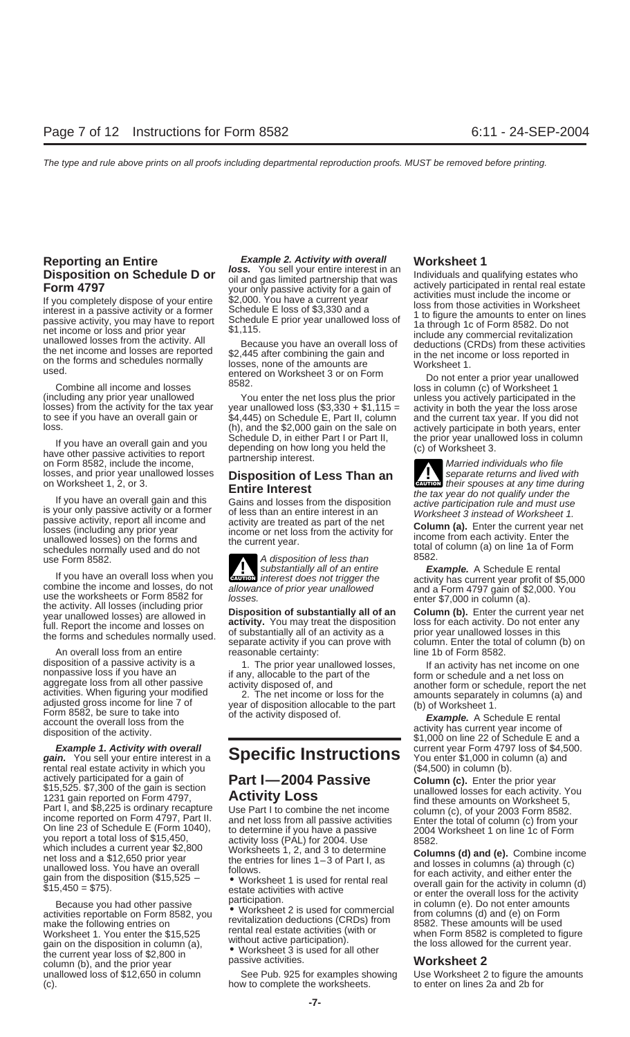## Reporting an Entire Disposition on Schedule D or Form 4797

If you completely dispose of your entire interest in a passive activity or a former passive activity, you may have to report net income or loss and prior year unallowed losses from the activity. All the net income and losses are reported on the forms and schedules normally used.

Combine all income and losses (including any prior year unallowed losses) from the activity for the tax year to see if you have an overall gain or loss.

If you have an overall gain and you have other passive activities to report on Form 8582, include the income, losses, and prior year unallowed losses on Worksheet 1, 2, or 3.

If you have an overall gain and this is your only passive activity or a former passive activity, report all income and losses (including any prior year unallowed losses) on the forms and schedules normally used and do not use Form 8582.

If you have an overall loss when you combine the income and losses, do not use the worksheets or Form 8582 for the activity. All losses (including prior year unallowed losses) are allowed in full. Report the income and losses on the forms and schedules normally used.

An overall loss from an entire disposition of a passive activity is a nonpassive loss if you have an aggregate loss from all other passive activities. When figuring your modified adjusted gross income for line 7 of Form 8582, be sure to take into account the overall loss from the disposition of the activity.

***Example 1. Activity with overall gain.*** You sell your entire interest in a rental real estate activity in which you actively participated for a gain of $15,525. $7,300 of the gain is section 1231 gain reported on Form 4797, Part I, and $8,225 is ordinary recapture income reported on Form 4797, Part II. On line 23 of Schedule E (Form 1040), you report a total loss of $15,450, which includes a current year $2,800 net loss and a $12,650 prior year unallowed loss. You have an overall gain from the disposition ($15,525 − $15,450 = $75).

Because you had other passive activities reportable on Form 8582, you make the following entries on Worksheet 1. You enter the $15,525 gain on the disposition in column (a), the current year loss of $2,800 in column (b), and the prior year unallowed loss of $12,650 in column (c).

***Example 2. Activity with overall loss.*** You sell your entire interest in an oil and gas limited partnership that was your only passive activity for a gain of $2,000. You have a current year Schedule E loss of $3,330 and a Schedule E prior year unallowed loss of $1,115.

Because you have an overall loss of $2,445 after combining the gain and losses, none of the amounts are entered on Worksheet 3 or on Form 8582.

You enter the net loss plus the prior year unallowed loss ($3,330 + $1,115 = $4,445) on Schedule E, Part II, column (h), and the $2,000 gain on the sale on Schedule D, in either Part I or Part II, depending on how long you held the partnership interest.

## Disposition of Less Than an Entire Interest

Gains and losses from the disposition of less than an entire interest in an activity are treated as part of the net income or net loss from the activity for the current year.

**CAUTION:** *A disposition of less than substantially all of an entire interest does not trigger the allowance of prior year unallowed losses.*

**Disposition of substantially all of an activity.** You may treat the disposition of substantially all of an activity as a separate activity if you can prove with reasonable certainty:

1. The prior year unallowed losses, if any, allocable to the part of the activity disposed of, and
2. The net income or loss for the year of disposition allocable to the part of the activity disposed of.

# Specific Instructions

## Part I—2004 Passive Activity Loss

Use Part I to combine the net income and net loss from all passive activities to determine if you have a passive activity loss (PAL) for 2004. Use Worksheets 1, 2, and 3 to determine the entries for lines 1–3 of Part I, as follows.

- Worksheet 1 is used for rental real estate activities with active participation.
- Worksheet 2 is used for commercial revitalization deductions (CRDs) from rental real estate activities (with or without active participation).
- Worksheet 3 is used for all other passive activities.

See Pub. 925 for examples showing how to complete the worksheets.

## Worksheet 1

Individuals and qualifying estates who actively participated in rental real estate activities must include the income or loss from those activities in Worksheet 1 to figure the amounts to enter on lines 1a through 1c of Form 8582. Do not include any commercial revitalization deductions (CRDs) from these activities in the net income or loss reported in Worksheet 1.

Do not enter a prior year unallowed loss in column (c) of Worksheet 1 unless you actively participated in the activity in both the year the loss arose and the current tax year. If you did not actively participate in both years, enter the prior year unallowed loss in column (c) of Worksheet 3.

**CAUTION:** *Married individuals who file separate returns and lived with their spouses at any time during the tax year do not qualify under the active participation rule and must use Worksheet 3 instead of Worksheet 1.*

**Column (a).** Enter the current year net income from each activity. Enter the total of column (a) on line 1a of Form 8582.

***Example.*** A Schedule E rental activity has current year profit of $5,000 and a Form 4797 gain of $2,000. You enter $7,000 in column (a).

**Column (b).** Enter the current year net loss for each activity. Do not enter any prior year unallowed losses in this column. Enter the total of column (b) on line 1b of Form 8582.

If an activity has net income on one form or schedule and a net loss on another form or schedule, report the net amounts separately in columns (a) and (b) of Worksheet 1.

***Example.*** A Schedule E rental activity has current year income of $1,000 on line 22 of Schedule E and a current year Form 4797 loss of $4,500. You enter $1,000 in column (a) and ($4,500) in column (b).

**Column (c).** Enter the prior year unallowed losses for each activity. You find these amounts on Worksheet 5, column (c), of your 2003 Form 8582. Enter the total of column (c) from your 2004 Worksheet 1 on line 1c of Form 8582.

**Columns (d) and (e).** Combine income and losses in columns (a) through (c) for each activity, and either enter the overall gain for the activity in column (d) or enter the overall loss for the activity in column (e). Do not enter amounts from columns (d) and (e) on Form 8582. These amounts will be used when Form 8582 is completed to figure the loss allowed for the current year.

## Worksheet 2

Use Worksheet 2 to figure the amounts to enter on lines 2a and 2b for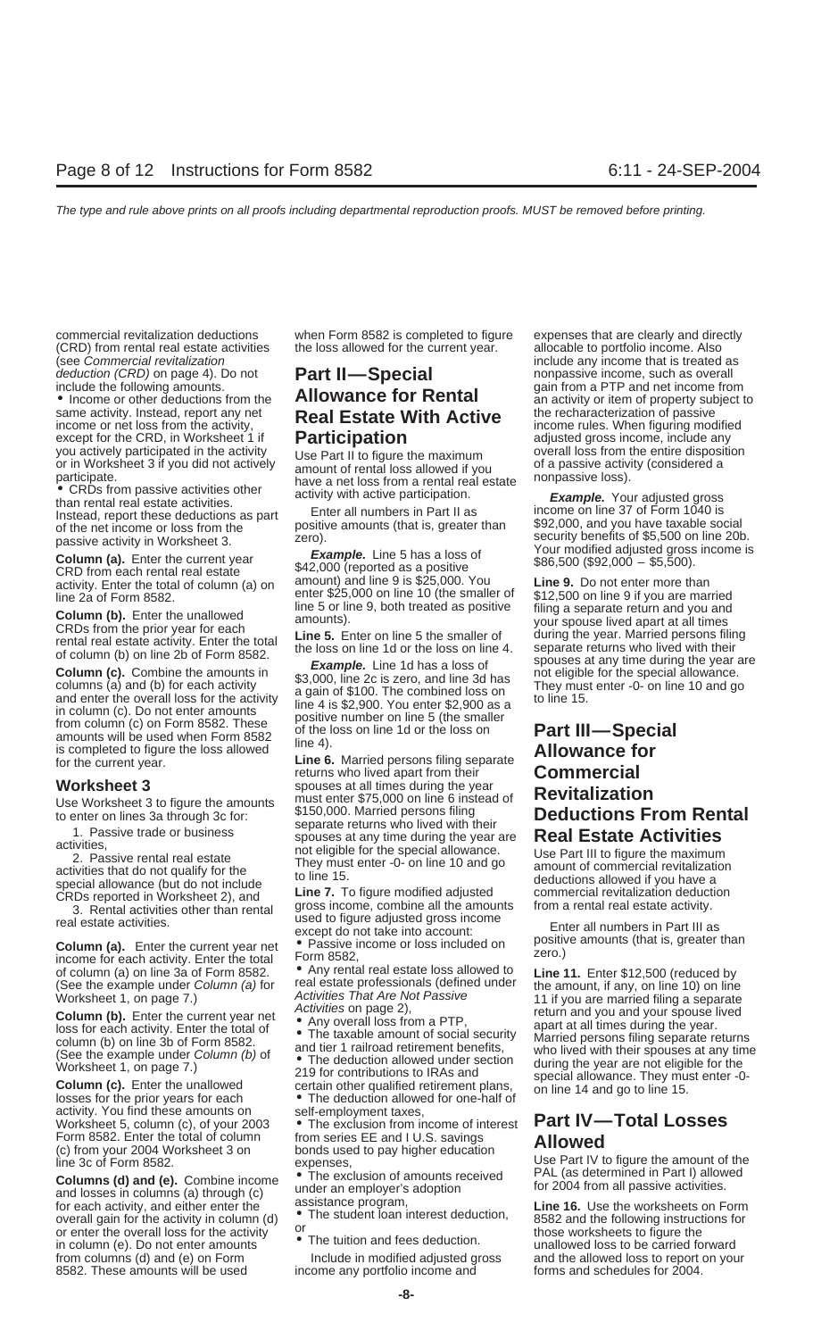commercial revitalization deductions (CRD) from rental real estate activities (see *Commercial revitalization deduction (CRD)* on page 4). Do not include the following amounts.

- Income or other deductions from the same activity. Instead, report any net income or net loss from the activity, except for the CRD, in Worksheet 1 if you actively participated in the activity or in Worksheet 3 if you did not actively participate.
- CRDs from passive activities other than rental real estate activities. Instead, report these deductions as part of the net income or loss from the passive activity in Worksheet 3.

**Column (a).** Enter the current year CRD from each rental real estate activity. Enter the total of column (a) on line 2a of Form 8582.

**Column (b).** Enter the unallowed CRDs from the prior year for each rental real estate activity. Enter the total of column (b) on line 2b of Form 8582.

**Column (c).** Combine the amounts in columns (a) and (b) for each activity and enter the overall loss for the activity in column (c). Do not enter amounts from column (c) on Form 8582. These amounts will be used when Form 8582 is completed to figure the loss allowed for the current year.

### Worksheet 3

Use Worksheet 3 to figure the amounts to enter on lines 3a through 3c for:

1. Passive trade or business activities,
2. Passive rental real estate activities that do not qualify for the special allowance (but do not include CRDs reported in Worksheet 2), and
3. Rental activities other than rental real estate activities.

**Column (a).** Enter the current year net income for each activity. Enter the total of column (a) on line 3a of Form 8582. (See the example under *Column (a)* for Worksheet 1, on page 7.)

**Column (b).** Enter the current year net loss for each activity. Enter the total of column (b) on line 3b of Form 8582. (See the example under *Column (b)* of Worksheet 1, on page 7.)

**Column (c).** Enter the unallowed losses for the prior years for each activity. You find these amounts on Worksheet 5, column (c), of your 2003 Form 8582. Enter the total of column (c) from your 2004 Worksheet 3 on line 3c of Form 8582.

**Columns (d) and (e).** Combine income and losses in columns (a) through (c) for each activity, and either enter the overall gain for the activity in column (d) or enter the overall loss for the activity in column (e). Do not enter amounts from columns (d) and (e) on Form 8582. These amounts will be used when Form 8582 is completed to figure the loss allowed for the current year.

## Part II—Special Allowance for Rental Real Estate With Active Participation

Use Part II to figure the maximum amount of rental loss allowed if you have a net loss from a rental real estate activity with active participation.

Enter all numbers in Part II as positive amounts (that is, greater than zero).

***Example.*** Line 5 has a loss of $42,000 (reported as a positive amount) and line 9 is $25,000. You enter $25,000 on line 10 (the smaller of line 5 or line 9, both treated as positive amounts).

**Line 5.** Enter on line 5 the smaller of the loss on line 1d or the loss on line 4.

***Example.*** Line 1d has a loss of $3,000, line 2c is zero, and line 3d has a gain of $100. The combined loss on line 4 is $2,900. You enter $2,900 as a positive number on line 5 (the smaller of the loss on line 1d or the loss on line 4).

**Line 6.** Married persons filing separate returns who lived apart from their spouses at all times during the year must enter $75,000 on line 6 instead of $150,000. Married persons filing separate returns who lived with their spouses at any time during the year are not eligible for the special allowance. They must enter -0- on line 10 and go to line 15.

**Line 7.** To figure modified adjusted gross income, combine all the amounts used to figure adjusted gross income except do not take into account:

- Passive income or loss included on Form 8582,
- Any rental real estate loss allowed to real estate professionals (defined under *Activities That Are Not Passive* on page 2),
- Any overall loss from a PTP,
- The taxable amount of social security and tier 1 railroad retirement benefits,
- The deduction allowed under section 219 for contributions to IRAs and certain other qualified retirement plans,
- The deduction allowed for one-half of self-employment taxes,
- The exclusion from income of interest from series EE and I U.S. savings bonds used to pay higher education expenses,
- The exclusion of amounts received under an employer's adoption assistance program,
- The student loan interest deduction, or
- The tuition and fees deduction.

Include in modified adjusted gross income any portfolio income and expenses that are clearly and directly allocable to portfolio income. Also include any income that is treated as nonpassive income, such as overall gain from a PTP and net income from an activity or item of property subject to the recharacterization of passive income rules. When figuring modified adjusted gross income, include any overall loss from the entire disposition of a passive activity (considered a nonpassive loss).

***Example.*** Your adjusted gross income on line 37 of Form 1040 is $92,000, and you have taxable social security benefits of $5,500 on line 20b. Your modified adjusted gross income is $86,500 ($92,000 − $5,500).

**Line 9.** Do not enter more than $12,500 on line 9 if you are married filing a separate return and you and your spouse lived apart at all times during the year. Married persons filing separate returns who lived with their spouses at any time during the year are not eligible for the special allowance. They must enter -0- on line 10 and go to line 15.

## Part III—Special Allowance for Commercial Revitalization Deductions From Rental Real Estate Activities

Use Part III to figure the maximum amount of commercial revitalization deductions allowed if you have a commercial revitalization deduction from a rental real estate activity.

Enter all numbers in Part III as positive amounts (that is, greater than zero.)

**Line 11.** Enter $12,500 (reduced by the amount, if any, on line 10) on line 11 if you are married filing a separate return and you and your spouse lived apart at all times during the year. Married persons filing separate returns who lived with their spouses at any time during the year are not eligible for the special allowance. They must enter -0- on line 14 and go to line 15.

## Part IV—Total Losses Allowed

Use Part IV to figure the amount of the PAL (as determined in Part I) allowed for 2004 from all passive activities.

**Line 16.** Use the worksheets on Form 8582 and the following instructions for those worksheets to figure the unallowed loss to be carried forward and the allowed loss to report on your forms and schedules for 2004.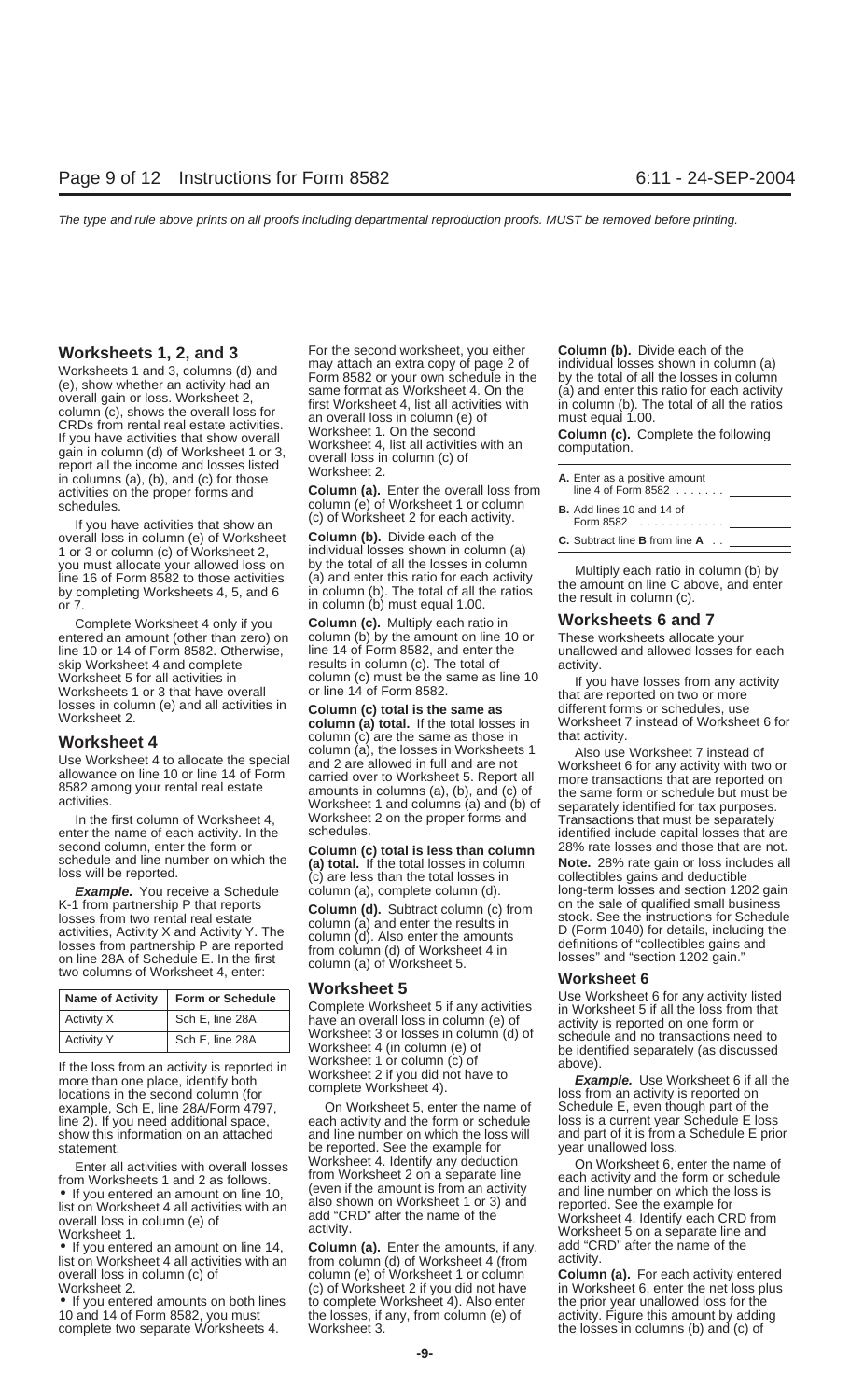## Worksheets 1, 2, and 3

Worksheets 1 and 3, columns (d) and (e), show whether an activity had an overall gain or loss. Worksheet 2, column (c), shows the overall loss for CRDs from rental real estate activities. If you have activities that show overall gain in column (d) of Worksheet 1 or 3, report all the income and losses listed in columns (a), (b), and (c) for those activities on the proper forms and schedules.

If you have activities that show an overall loss in column (e) of Worksheet 1 or 3 or column (c) of Worksheet 2, you must allocate your allowed loss on line 16 of Form 8582 to those activities by completing Worksheets 4, 5, and 6 or 7.

Complete Worksheet 4 only if you entered an amount (other than zero) on line 10 or 14 of Form 8582. Otherwise, skip Worksheet 4 and complete Worksheet 5 for all activities in Worksheets 1 or 3 that have overall losses in column (e) and all activities in Worksheet 2.

## Worksheet 4

Use Worksheet 4 to allocate the special allowance on line 10 or line 14 of Form 8582 among your rental real estate activities.

In the first column of Worksheet 4, enter the name of each activity. In the second column, enter the form or schedule and line number on which the loss will be reported.

***Example.*** You receive a Schedule K-1 from partnership P that reports losses from two rental real estate activities, Activity X and Activity Y. The losses from partnership P are reported on line 28A of Schedule E. In the first two columns of Worksheet 4, enter:

| Name of Activity | Form or Schedule |
|---|---|
| Activity X | Sch E, line 28A |
| Activity Y | Sch E, line 28A |

If the loss from an activity is reported in more than one place, identify both locations in the second column (for example, Sch E, line 28A/Form 4797, line 2). If you need additional space, show this information on an attached statement.

Enter all activities with overall losses from Worksheets 1 and 2 as follows.

- If you entered an amount on line 10, list on Worksheet 4 all activities with an overall loss in column (e) of Worksheet 1.
- If you entered an amount on line 14, list on Worksheet 4 all activities with an overall loss in column (c) of Worksheet 2.
- If you entered amounts on both lines 10 and 14 of Form 8582, you must complete two separate Worksheets 4. For the second worksheet, you either may attach an extra copy of page 2 of Form 8582 or your own schedule in the same format as Worksheet 4. On the first Worksheet 4, list all activities with an overall loss in column (e) of Worksheet 1. On the second Worksheet 4, list all activities with an overall loss in column (c) of Worksheet 2.

**Column (a).** Enter the overall loss from column (e) of Worksheet 1 or column (c) of Worksheet 2 for each activity.

**Column (b).** Divide each of the individual losses shown in column (a) by the total of all the losses in column (a) and enter this ratio for each activity in column (b). The total of all the ratios in column (b) must equal 1.00.

**Column (c).** Multiply each ratio in column (b) by the amount on line 10 or line 14 of Form 8582, and enter the results in column (c). The total of column (c) must be the same as line 10 or line 14 of Form 8582.

**Column (c) total is the same as column (a) total.** If the total losses in column (c) are the same as those in column (a), the losses in Worksheets 1 and 2 are allowed in full and are not carried over to Worksheet 5. Report all amounts in columns (a), (b), and (c) of Worksheet 1 and columns (a) and (b) of Worksheet 2 on the proper forms and schedules.

**Column (c) total is less than column (a) total.** If the total losses in column (c) are less than the total losses in column (a), complete column (d).

**Column (d).** Subtract column (c) from column (a) and enter the results in column (d). Also enter the amounts from column (d) of Worksheet 4 in column (a) of Worksheet 5.

## Worksheet 5

Complete Worksheet 5 if any activities have an overall loss in column (e) of Worksheet 3 or losses in column (d) of Worksheet 4 (in column (e) of Worksheet 1 or column (c) of Worksheet 2 if you did not have to complete Worksheet 4).

On Worksheet 5, enter the name of each activity and the form or schedule and line number on which the loss will be reported. See the example for Worksheet 4. Identify any deduction from Worksheet 2 on a separate line (even if the amount is from an activity also shown on Worksheet 1 or 3) and add "CRD" after the name of the activity.

**Column (a).** Enter the amounts, if any, from column (d) of Worksheet 4 (from column (e) of Worksheet 1 or column (c) of Worksheet 2 if you did not have to complete Worksheet 4). Also enter the losses, if any, from column (e) of Worksheet 3.

**Column (b).** Divide each of the individual losses shown in column (a) by the total of all the losses in column (a) and enter this ratio for each activity in column (b). The total of all the ratios must equal 1.00.

**Column (c).** Complete the following computation.

| | |
|---|---|
| **A.** Enter as a positive amount line 4 of Form 8582 . . . . . . . | ________ |
| **B.** Add lines 10 and 14 of Form 8582 . . . . . . . . . . . . . | ________ |
| **C.** Subtract line **B** from line **A** . . | ________ |

Multiply each ratio in column (b) by the amount on line C above, and enter the result in column (c).

## Worksheets 6 and 7

These worksheets allocate your unallowed and allowed losses for each activity.

If you have losses from any activity that are reported on two or more different forms or schedules, use Worksheet 7 instead of Worksheet 6 for that activity.

Also use Worksheet 7 instead of Worksheet 6 for any activity with two or more transactions that are reported on the same form or schedule but must be separately identified for tax purposes. Transactions that must be separately identified include capital losses that are 28% rate losses and those that are not.

**Note.** 28% rate gain or loss includes all collectibles gains and deductible long-term losses and section 1202 gain on the sale of qualified small business stock. See the instructions for Schedule D (Form 1040) for details, including the definitions of "collectibles gains and losses" and "section 1202 gain."

## Worksheet 6

Use Worksheet 6 for any activity listed in Worksheet 5 if all the loss from that activity is reported on one form or schedule and no transactions need to be identified separately (as discussed above).

***Example.*** Use Worksheet 6 if all the loss from an activity is reported on Schedule E, even though part of the Schedule E loss is a current year Schedule E loss and part of it is from a Schedule E prior year unallowed loss.

On Worksheet 6, enter the name of each activity and the form or schedule and line number on which the loss is reported. See the example for Worksheet 4. Identify each CRD from Worksheet 5 on a separate line and add "CRD" after the name of the activity.

**Column (a).** For each activity entered in Worksheet 6, enter the net loss plus the prior year unallowed loss for the activity. Figure this amount by adding the losses in columns (b) and (c) of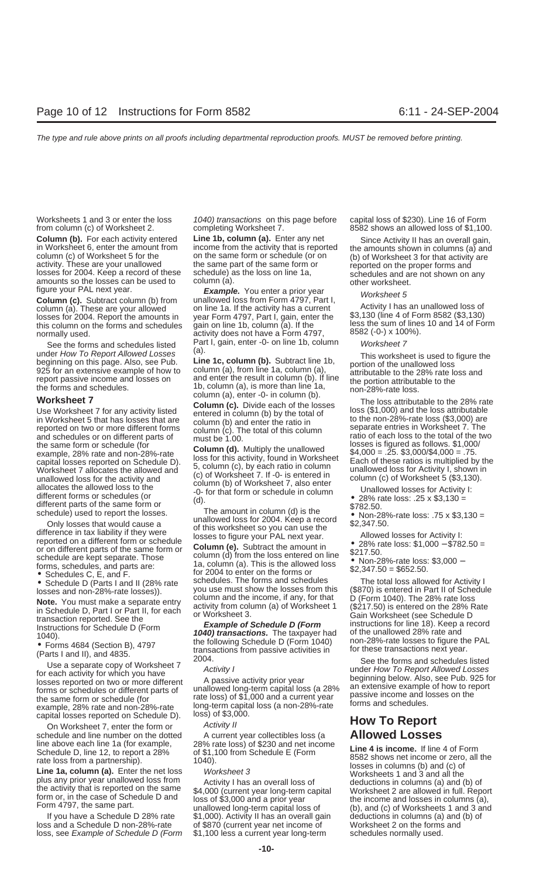Worksheets 1 and 3 or enter the loss from column (c) of Worksheet 2.

**Column (b).** For each activity entered in Worksheet 6, enter the amount from column (c) of Worksheet 5 for the activity. These are your unallowed losses for 2004. Keep a record of these amounts so the losses can be used to figure your PAL next year.

**Column (c).** Subtract column (b) from column (a). These are your allowed losses for 2004. Report the amounts in this column on the forms and schedules normally used.

See the forms and schedules listed under *How To Report Allowed Losses* beginning on this page. Also, see Pub. 925 for an extensive example of how to report passive income and losses on the forms and schedules.

**Worksheet 7**

Use Worksheet 7 for any activity listed in Worksheet 5 that has losses that are reported on two or more different forms and schedules or on different parts of the same form or schedule (for example, 28% rate and non-28%-rate capital losses reported on Schedule D). Worksheet 7 allocates the allowed and unallowed loss for the activity and allocates the allowed loss to the different forms or schedules (or different parts of the same form or schedule) used to report the losses.

Only losses that would cause a difference in tax liability if they were reported on a different form or schedule or on different parts of the same form or schedule are kept separate. Those forms, schedules, and parts are:

- Schedules C, E, and F.
- Schedule D (Parts I and II (28% rate losses and non-28%-rate losses)).

**Note.** You must make a separate entry in Schedule D, Part I or Part II, for each transaction reported. See the Instructions for Schedule D (Form 1040).

- Forms 4684 (Section B), 4797 (Parts I and II), and 4835.

Use a separate copy of Worksheet 7 for each activity for which you have losses reported on two or more different forms or schedules or different parts of the same form or schedule (for example, 28% rate and non-28%-rate capital losses reported on Schedule D).

On Worksheet 7, enter the form or schedule and line number on the dotted line above each line 1a (for example, Schedule D, line 12, to report a 28% rate loss from a partnership).

**Line 1a, column (a).** Enter the net loss plus any prior year unallowed loss from the activity that is reported on the same form or, in the case of Schedule D and Form 4797, the same part.

If you have a Schedule D 28% rate loss and a Schedule D non-28%-rate loss, see *Example of Schedule D (Form 1040) transactions* on this page before completing Worksheet 7.

**Line 1b, column (a).** Enter any net income from the activity that is reported on the same form or schedule (or on the same part of the same form or schedule) as the loss on line 1a, column (a).

***Example.*** You enter a prior year unallowed loss from Form 4797, Part I, on line 1a. If the activity has a current year Form 4797, Part I, gain, enter the gain on line 1b, column (a). If the activity does not have a Form 4797, Part I, gain, enter -0- on line 1b, column (a).

**Line 1c, column (b).** Subtract line 1b, column (a), from line 1a, column (a), and enter the result in column (b). If line 1b, column (a), is more than line 1a, column (a), enter -0- in column (b).

**Column (c).** Divide each of the losses entered in column (b) by the total of column (b) and enter the ratio in column (c). The total of this column must be 1.00.

**Column (d).** Multiply the unallowed loss for this activity, found in Worksheet 5, column (c), by each ratio in column (c) of Worksheet 7. If -0- is entered in column (b) of Worksheet 7, also enter -0- for that form or schedule in column (d).

The amount in column (d) is the unallowed loss for 2004. Keep a record of this worksheet so you can use the losses to figure your PAL next year.

**Column (e).** Subtract the amount in column (d) from the loss entered on line 1a, column (a). This is the allowed loss for 2004 to enter on the forms or schedules. The forms and schedules you use must show the losses from this column and the income, if any, for that activity from column (a) of Worksheet 1 or Worksheet 3.

***Example of Schedule D (Form 1040) transactions.*** The taxpayer had the following Schedule D (Form 1040) transactions from passive activities in 2004.

*Activity I*

A passive activity prior year unallowed long-term capital loss (a 28% rate loss) of $1,000 and a current year long-term capital loss (a non-28%-rate loss) of $3,000.

*Activity II*

A current year collectibles loss (a 28% rate loss) of $230 and net income of $1,100 from Schedule E (Form 1040).

*Worksheet 3*

Activity I has an overall loss of $4,000 (current year long-term capital loss of $3,000 and a prior year unallowed long-term capital loss of $1,000). Activity II has an overall gain of $870 (current year net income of $1,100 less a current year long-term capital loss of $230). Line 16 of Form 8582 shows an allowed loss of $1,100.

Since Activity II has an overall gain, the amounts shown in columns (a) and (b) of Worksheet 3 for that activity are reported on the proper forms and schedules and are not shown on any other worksheet.

*Worksheet 5*

Activity I has an unallowed loss of $3,130 (line 4 of Form 8582 ($3,130) less the sum of lines 10 and 14 of Form 8582 (-0-) x 100%).

*Worksheet 7*

This worksheet is used to figure the portion of the unallowed loss attributable to the 28% rate loss and the portion attributable to the non-28%-rate loss.

The loss attributable to the 28% rate loss ($1,000) and the loss attributable to the non-28%-rate loss ($3,000) are separate entries in Worksheet 7. The ratio of each loss to the total of the two losses is figured as follows. $1,000/$4,000 = .25. $3,000/$4,000 = .75. Each of these ratios is multiplied by the unallowed loss for Activity I, shown in column (c) of Worksheet 5 ($3,130).

Unallowed losses for Activity I:

- 28% rate loss: .25 x $3,130 = $782.50.
- Non-28%-rate loss: .75 x $3,130 = $2,347.50.

Allowed losses for Activity I:

- 28% rate loss: $1,000 − $782.50 = $217.50.
- Non-28%-rate loss: $3,000 − $2,347.50 = $652.50.

The total loss allowed for Activity I ($870) is entered in Part II of Schedule D (Form 1040). The 28% rate loss ($217.50) is entered on the 28% Rate Gain Worksheet (see Schedule D instructions for line 18). Keep a record of the unallowed 28% rate and non-28%-rate losses to figure the PAL for these transactions next year.

See the forms and schedules listed under *How To Report Allowed Losses* beginning below. Also, see Pub. 925 for an extensive example of how to report passive income and losses on the forms and schedules.

## How To Report Allowed Losses

**Line 4 is income.** If line 4 of Form 8582 shows net income or zero, all the losses in columns (b) and (c) of Worksheets 1 and 3 and all the deductions in columns (a) and (b) of Worksheet 2 are allowed in full. Report the income and losses in columns (a), (b), and (c) of Worksheets 1 and 3 and deductions in columns (a) and (b) of Worksheet 2 on the forms and schedules normally used.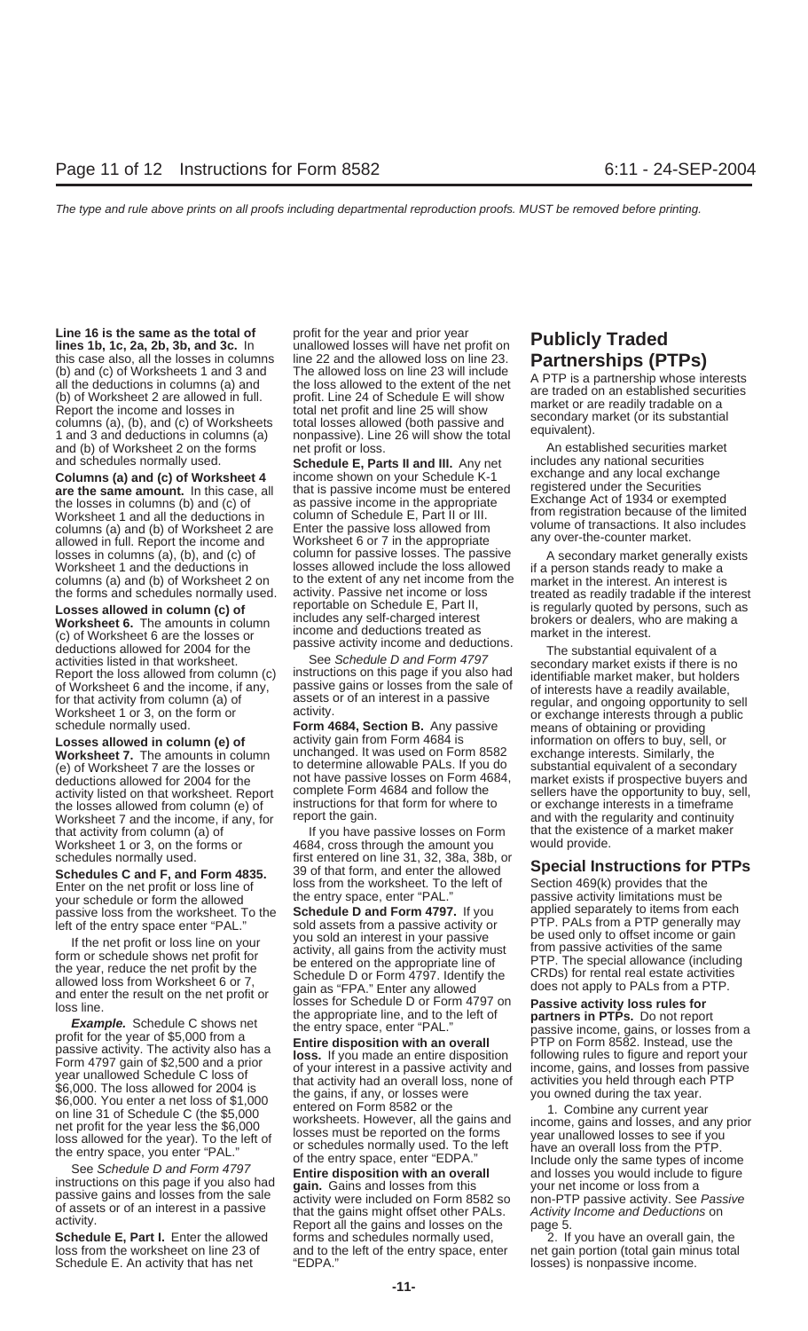**Line 16 is the same as the total of lines 1b, 1c, 2a, 2b, 3b, and 3c.** In this case also, all the losses in columns (b) and (c) of Worksheets 1 and 3 and all the deductions in columns (a) and (b) of Worksheet 2 are allowed in full. Report the income and losses in columns (a), (b), and (c) of Worksheets 1 and 3 and deductions in columns (a) and (b) of Worksheet 2 on the forms and schedules normally used.

**Columns (a) and (c) of Worksheet 4 are the same amount.** In this case, all the losses in columns (b) and (c) of Worksheet 1 and all the deductions in columns (a) and (b) of Worksheet 2 are allowed in full. Report the income and losses in columns (a), (b), and (c) of Worksheet 1 and the deductions in columns (a) and (b) of Worksheet 2 on the forms and schedules normally used.

**Losses allowed in column (c) of Worksheet 6.** The amounts in column (c) of Worksheet 6 are the losses or deductions allowed for 2004 for the activities listed in that worksheet. Report the loss allowed from column (c) of Worksheet 6 and the income, if any, for that activity from column (a) of Worksheet 1 or 3, on the form or schedule normally used.

**Losses allowed in column (e) of Worksheet 7.** The amounts in column (e) of Worksheet 7 are the losses or deductions allowed for 2004 for the activity listed on that worksheet. Report the losses allowed from column (e) of Worksheet 7 and the income, if any, for that activity from column (a) of Worksheet 1 or 3, on the forms or schedules normally used.

**Schedules C and F, and Form 4835.** Enter on the net profit or loss line of your schedule or form the allowed passive loss from the worksheet. To the left of the entry space enter "PAL."

If the net profit or loss line on your form or schedule shows net profit for the year, reduce the net profit by the allowed loss from Worksheet 6 or 7, and enter the result on the net profit or loss line.

***Example.*** Schedule C shows net profit for the year of $5,000 from a passive activity. The activity also has a Form 4797 gain of $2,500 and a prior year unallowed Schedule C loss of $6,000. The loss allowed for 2004 is $6,000. You enter a net loss of $1,000 on line 31 of Schedule C (the $5,000 net profit for the year less the $6,000 loss allowed for the year). To the left of the entry space, you enter "PAL."

See *Schedule D and Form 4797* instructions on this page if you also had passive gains and losses from the sale of assets or of an interest in a passive activity.

**Schedule E, Part I.** Enter the allowed loss from the worksheet on line 23 of Schedule E. An activity that has net profit for the year and prior year unallowed losses will have net profit on line 22 and the allowed loss on line 23. The allowed loss on line 23 will include the loss allowed to the extent of the net profit. Line 24 of Schedule E will show total net profit and line 25 will show total losses allowed (both passive and nonpassive). Line 26 will show the total net profit or loss.

**Schedule E, Parts II and III.** Any net income shown on your Schedule K-1 that is passive income must be entered as passive income in the appropriate column of Schedule E, Part II or III. Enter the passive loss allowed from Worksheet 6 or 7 in the appropriate column for passive losses. The passive losses allowed include the loss allowed to the extent of any net income from the activity. Passive net income or loss reportable on Schedule E, Part II, includes any self-charged interest income and deductions treated as passive activity income and deductions.

See *Schedule D and Form 4797* instructions on this page if you also had passive gains or losses from the sale of assets or of an interest in a passive activity.

**Form 4684, Section B.** Any passive activity gain from Form 4684 is unchanged. It was used on Form 8582 to determine allowable PALs. If you do not have passive losses on Form 4684, complete Form 4684 and follow the instructions for that form for where to report the gain.

If you have passive losses on Form 4684, cross through the amount you first entered on line 31, 32, 38a, 38b, or 39 of that form, and enter the allowed loss from the worksheet. To the left of the entry space, enter "PAL."

**Schedule D and Form 4797.** If you sold assets from a passive activity or you sold an interest in your passive activity, all gains from the activity must be entered on the appropriate line of Schedule D or Form 4797. Identify the gain as "FPA." Enter any allowed losses for Schedule D or Form 4797 on the appropriate line, and to the left of the entry space, enter "PAL."

**Entire disposition with an overall loss.** If you made an entire disposition of your interest in a passive activity and that activity had an overall loss, none of the gains, if any, or losses were entered on Form 8582 or the worksheets. However, all the gains and losses must be reported on the forms or schedules normally used. To the left of the entry space, enter "EDPA."

**Entire disposition with an overall gain.** Gains and losses from this activity were included on Form 8582 so that the gains might offset other PALs. Report all the gains and losses on the forms and schedules normally used, and to the left of the entry space, enter "EDPA."

# Publicly Traded Partnerships (PTPs)

A PTP is a partnership whose interests are traded on an established securities market or are readily tradable on a secondary market (or its substantial equivalent).

An established securities market includes any national securities exchange and any local exchange registered under the Securities Exchange Act of 1934 or exempted from registration because of the limited volume of transactions. It also includes any over-the-counter market.

A secondary market generally exists if a person stands ready to make a market in the interest. An interest is treated as readily tradable if the interest is regularly quoted by persons, such as brokers or dealers, who are making a market in the interest.

The substantial equivalent of a secondary market exists if there is no identifiable market maker, but holders of interests have a readily available, regular, and ongoing opportunity to sell or exchange interests through a public means of obtaining or providing information on offers to buy, sell, or exchange interests. Similarly, the substantial equivalent of a secondary market exists if prospective buyers and sellers have the opportunity to buy, sell, or exchange interests in a timeframe and with the regularity and continuity that the existence of a market maker would provide.

## Special Instructions for PTPs

Section 469(k) provides that the passive activity limitations must be applied separately to items from each PTP. PALs from a PTP generally may be used only to offset income or gain from passive activities of the same PTP. The special allowance (including CRDs) for rental real estate activities does not apply to PALs from a PTP.

**Passive activity loss rules for partners in PTPs.** Do not report passive income, gains, or losses from a PTP on Form 8582. Instead, use the following rules to figure and report your income, gains, and losses from passive activities you held through each PTP you owned during the tax year.

1. Combine any current year income, gains and losses, and any prior year unallowed losses to see if you have an overall loss from the PTP. Include only the same types of income and losses you would include to figure your net income or loss from a non-PTP passive activity. See *Passive Activity Income and Deductions* on page 5.

2. If you have an overall gain, the net gain portion (total gain minus total losses) is nonpassive income.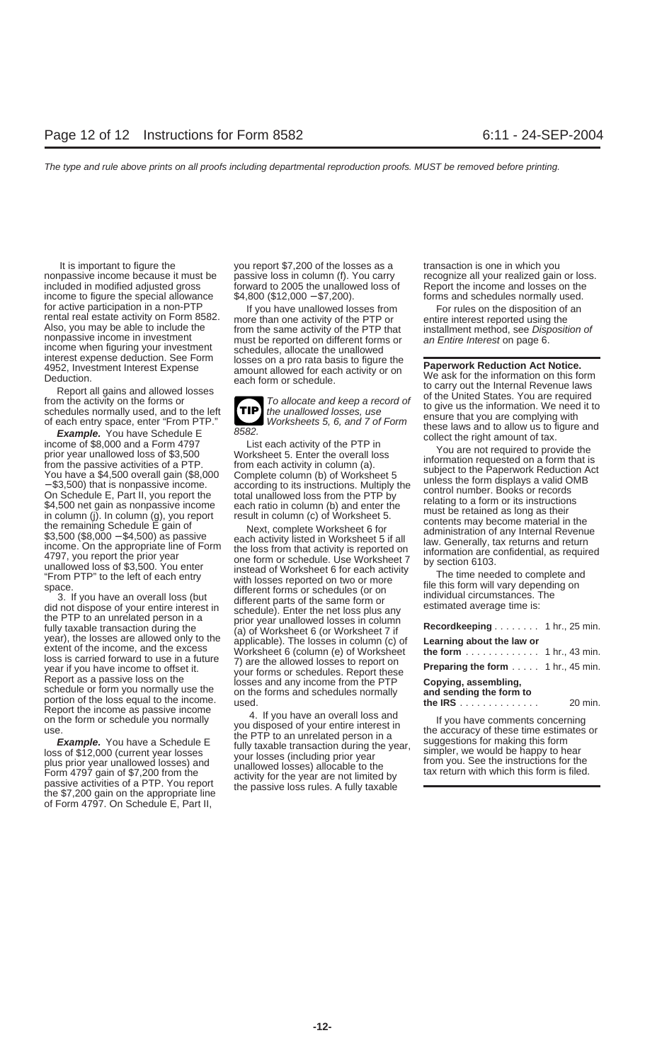It is important to figure the nonpassive income because it must be included in modified adjusted gross income to figure the special allowance for active participation in a non-PTP rental real estate activity on Form 8582. Also, you may be able to include the nonpassive income in investment income when figuring your investment interest expense deduction. See Form 4952, Investment Interest Expense Deduction.

Report all gains and allowed losses from the activity on the forms or schedules normally used, and to the left of each entry space, enter "From PTP."

***Example.*** You have Schedule E income of $8,000 and a Form 4797 prior year unallowed loss of $3,500 from the passive activities of a PTP. You have a $4,500 overall gain ($8,000 −$3,500) that is nonpassive income. On Schedule E, Part II, you report the $4,500 net gain as nonpassive income in column (j). In column (g), you report the remaining Schedule E gain of $3,500 ($8,000 −$4,500) as passive income. On the appropriate line of Form 4797, you report the prior year unallowed loss of $3,500. You enter "From PTP" to the left of each entry space.

3. If you have an overall loss (but did not dispose of your entire interest in the PTP to an unrelated person in a fully taxable transaction during the year), the losses are allowed only to the extent of the income, and the excess loss is carried forward to use in a future year if you have income to offset it. Report as a passive loss on the schedule or form you normally use the portion of the loss equal to the income. Report the income as passive income on the form or schedule you normally use.

***Example.*** You have a Schedule E loss of $12,000 (current year losses plus prior year unallowed losses) and a Form 4797 gain of $7,200 from the passive activities of a PTP. You report the $7,200 gain on the appropriate line of Form 4797. On Schedule E, Part II, you report $7,200 of the losses as a passive loss in column (f). You carry forward to 2005 the unallowed loss of $4,800 ($12,000 −$7,200).

If you have unallowed losses from more than one activity of the PTP or from the same activity of the PTP that must be reported on different forms or schedules, allocate the unallowed losses on a pro rata basis to figure the amount allowed for each activity or on each form or schedule.

**TIP** *To allocate and keep a record of the unallowed losses, use Worksheets 5, 6, and 7 of Form 8582.*

List each activity of the PTP in Worksheet 5. Enter the overall loss from each activity in column (a). Complete column (b) of Worksheet 5 according to its instructions. Multiply the total unallowed loss from the PTP by each ratio in column (b) and enter the result in column (c) of Worksheet 5.

Next, complete Worksheet 6 for each activity listed in Worksheet 5 if all the loss from that activity is reported on one form or schedule. Use Worksheet 7 instead of Worksheet 6 for each activity with losses reported on two or more different forms or schedules (or on different parts of the same form or schedule). Enter the net loss plus any prior year unallowed losses in column (a) of Worksheet 6 (or Worksheet 7 if applicable). The losses in column (c) of Worksheet 6 (column (e) of Worksheet 7) are the allowed losses to report on your forms or schedules. Report these losses and any income from the PTP on the forms and schedules normally used.

4. If you have an overall loss and you disposed of your entire interest in the PTP to an unrelated person in a fully taxable transaction during the year, your losses (including prior year unallowed losses) allocable to the activity for the year are not limited by the passive loss rules. A fully taxable transaction is one in which you recognize all your realized gain or loss. Report the income and losses on the forms and schedules normally used.

For rules on the disposition of an entire interest reported using the installment method, see *Disposition of an Entire Interest* on page 6.

## Paperwork Reduction Act Notice.

We ask for the information on this form to carry out the Internal Revenue laws of the United States. You are required to give us the information. We need it to ensure that you are complying with these laws and to allow us to figure and collect the right amount of tax.

You are not required to provide the information requested on a form that is subject to the Paperwork Reduction Act unless the form displays a valid OMB control number. Books or records relating to a form or its instructions must be retained as long as their contents may become material in the administration of any Internal Revenue law. Generally, tax returns and return information are confidential, as required by section 6103.

The time needed to complete and file this form will vary depending on individual circumstances. The estimated average time is:

| | |
|---|---|
| **Recordkeeping** | 1 hr., 25 min. |
| **Learning about the law or the form** | 1 hr., 43 min. |
| **Preparing the form** | 1 hr., 45 min. |
| **Copying, assembling, and sending the form to the IRS** | 20 min. |

If you have comments concerning the accuracy of these time estimates or suggestions for making this form simpler, we would be happy to hear from you. See the instructions for the tax return with which this form is filed.